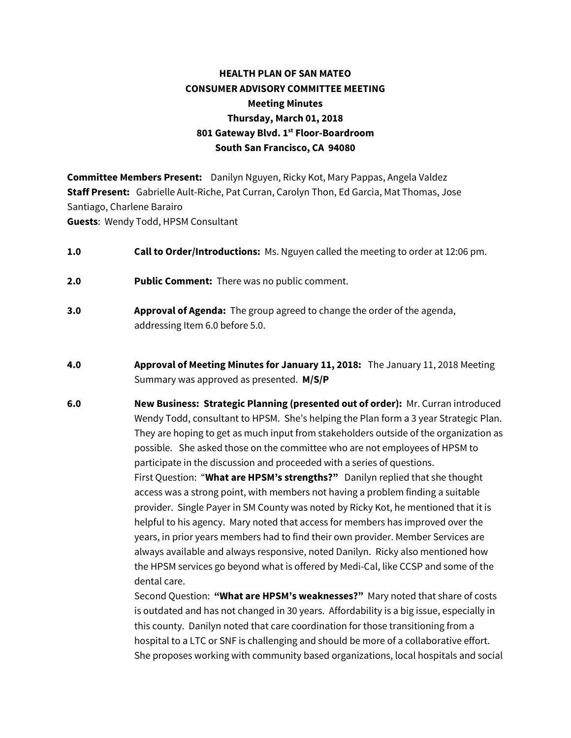**HEALTH PLAN OF SAN MATEO**
**CONSUMER ADVISORY COMMITTEE MEETING**
**Meeting Minutes**
**Thursday, March 01, 2018**
**801 Gateway Blvd. 1st Floor-Boardroom**
**South San Francisco, CA 94080**

**Committee Members Present:** Danilyn Nguyen, Ricky Kot, Mary Pappas, Angela Valdez
**Staff Present:** Gabrielle Ault-Riche, Pat Curran, Carolyn Thon, Ed Garcia, Mat Thomas, Jose Santiago, Charlene Barairo
**Guests**: Wendy Todd, HPSM Consultant

**1.0** **Call to Order/Introductions:** Ms. Nguyen called the meeting to order at 12:06 pm.

**2.0** **Public Comment:** There was no public comment.

**3.0** **Approval of Agenda:** The group agreed to change the order of the agenda, addressing Item 6.0 before 5.0.

**4.0** **Approval of Meeting Minutes for January 11, 2018:** The January 11, 2018 Meeting Summary was approved as presented. **M/S/P**

**6.0** **New Business: Strategic Planning (presented out of order):** Mr. Curran introduced Wendy Todd, consultant to HPSM. She's helping the Plan form a 3 year Strategic Plan. They are hoping to get as much input from stakeholders outside of the organization as possible. She asked those on the committee who are not employees of HPSM to participate in the discussion and proceeded with a series of questions.

First Question: "**What are HPSM's strengths?"** Danilyn replied that she thought access was a strong point, with members not having a problem finding a suitable provider. Single Payer in SM County was noted by Ricky Kot, he mentioned that it is helpful to his agency. Mary noted that access for members has improved over the years, in prior years members had to find their own provider. Member Services are always available and always responsive, noted Danilyn. Ricky also mentioned how the HPSM services go beyond what is offered by Medi-Cal, like CCSP and some of the dental care.

Second Question: **"What are HPSM's weaknesses?"** Mary noted that share of costs is outdated and has not changed in 30 years. Affordability is a big issue, especially in this county. Danilyn noted that care coordination for those transitioning from a hospital to a LTC or SNF is challenging and should be more of a collaborative effort. She proposes working with community based organizations, local hospitals and social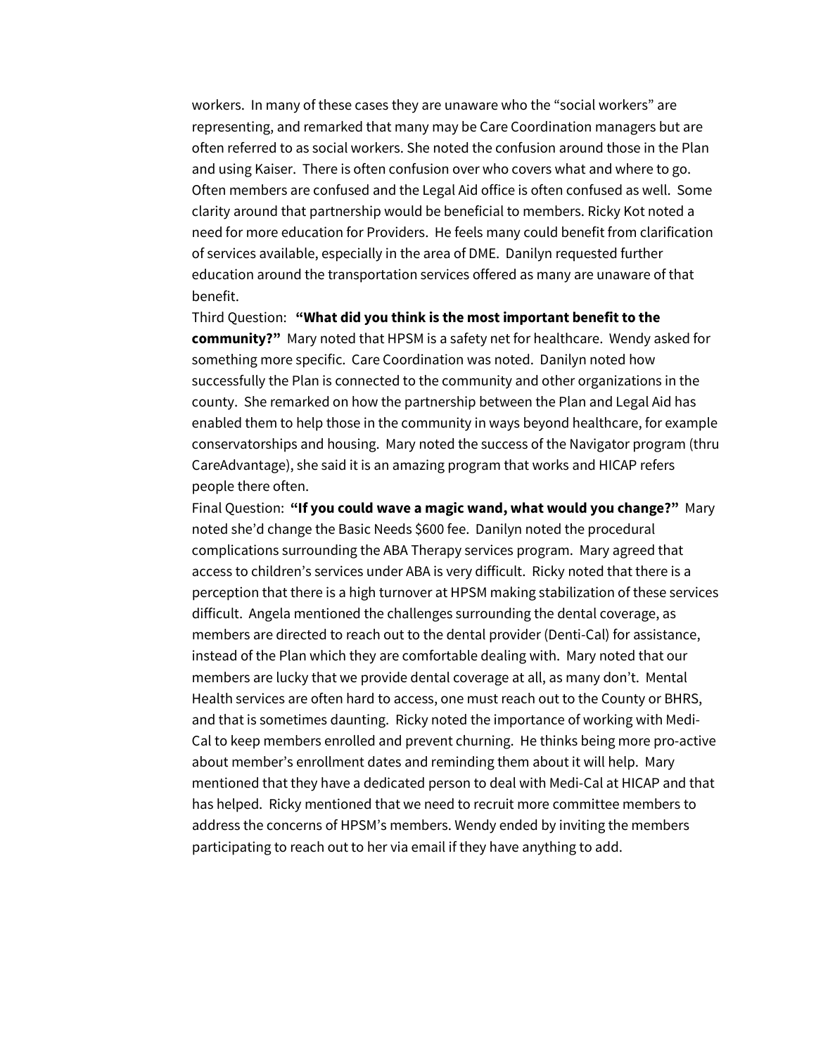workers. In many of these cases they are unaware who the "social workers" are representing, and remarked that many may be Care Coordination managers but are often referred to as social workers. She noted the confusion around those in the Plan and using Kaiser. There is often confusion over who covers what and where to go. Often members are confused and the Legal Aid office is often confused as well. Some clarity around that partnership would be beneficial to members. Ricky Kot noted a need for more education for Providers. He feels many could benefit from clarification of services available, especially in the area of DME. Danilyn requested further education around the transportation services offered as many are unaware of that benefit.

Third Question: **"What did you think is the most important benefit to the community?"** Mary noted that HPSM is a safety net for healthcare. Wendy asked for something more specific. Care Coordination was noted. Danilyn noted how successfully the Plan is connected to the community and other organizations in the county. She remarked on how the partnership between the Plan and Legal Aid has enabled them to help those in the community in ways beyond healthcare, for example conservatorships and housing. Mary noted the success of the Navigator program (thru CareAdvantage), she said it is an amazing program that works and HICAP refers people there often.

Final Question: **"If you could wave a magic wand, what would you change?"** Mary noted she'd change the Basic Needs $600 fee. Danilyn noted the procedural complications surrounding the ABA Therapy services program. Mary agreed that access to children's services under ABA is very difficult. Ricky noted that there is a perception that there is a high turnover at HPSM making stabilization of these services difficult. Angela mentioned the challenges surrounding the dental coverage, as members are directed to reach out to the dental provider (Denti-Cal) for assistance, instead of the Plan which they are comfortable dealing with. Mary noted that our members are lucky that we provide dental coverage at all, as many don't. Mental Health services are often hard to access, one must reach out to the County or BHRS, and that is sometimes daunting. Ricky noted the importance of working with Medi-Cal to keep members enrolled and prevent churning. He thinks being more pro-active about member's enrollment dates and reminding them about it will help. Mary mentioned that they have a dedicated person to deal with Medi-Cal at HICAP and that has helped. Ricky mentioned that we need to recruit more committee members to address the concerns of HPSM's members. Wendy ended by inviting the members participating to reach out to her via email if they have anything to add.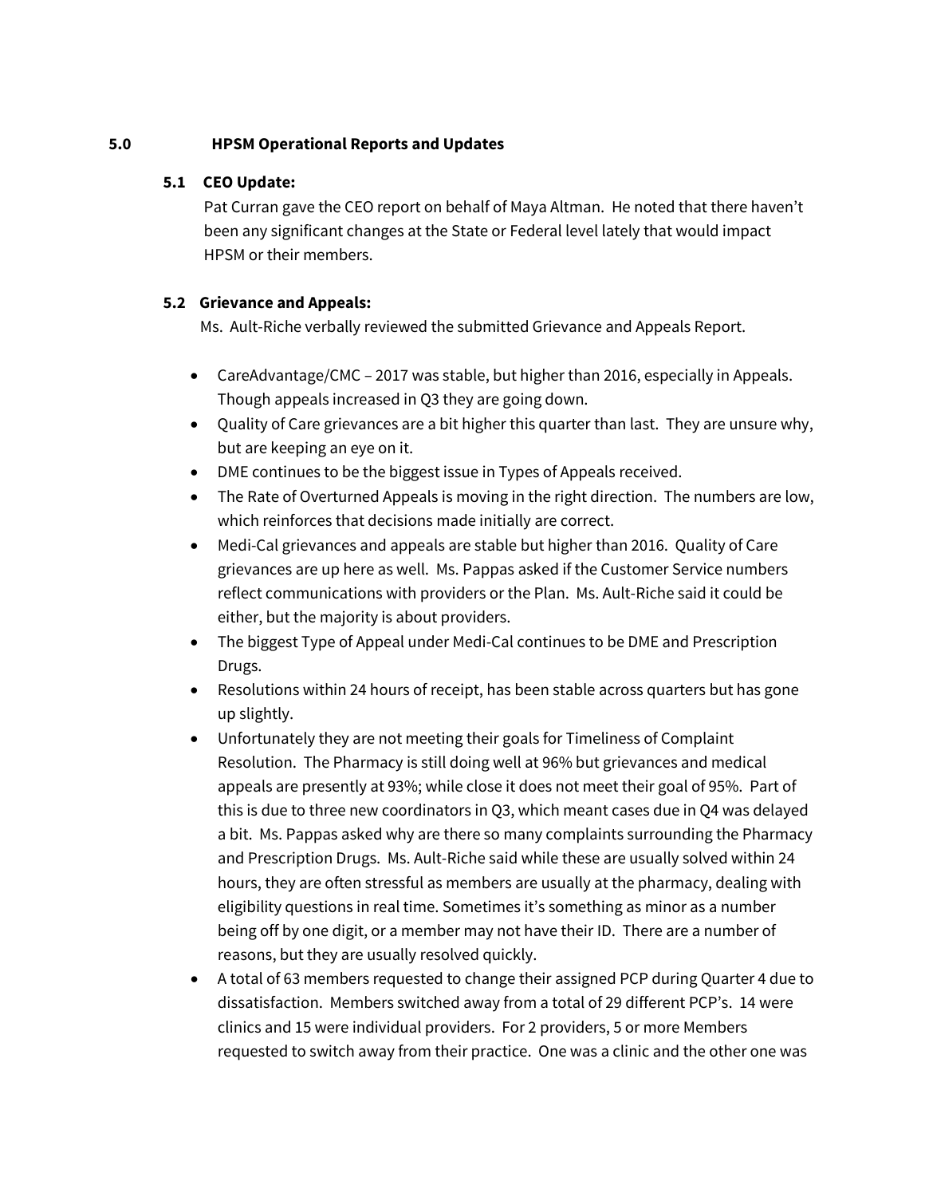## 5.0 HPSM Operational Reports and Updates

### 5.1 CEO Update:

Pat Curran gave the CEO report on behalf of Maya Altman. He noted that there haven't been any significant changes at the State or Federal level lately that would impact HPSM or their members.

### 5.2 Grievance and Appeals:

Ms. Ault-Riche verbally reviewed the submitted Grievance and Appeals Report.

- CareAdvantage/CMC – 2017 was stable, but higher than 2016, especially in Appeals. Though appeals increased in Q3 they are going down.
- Quality of Care grievances are a bit higher this quarter than last. They are unsure why, but are keeping an eye on it.
- DME continues to be the biggest issue in Types of Appeals received.
- The Rate of Overturned Appeals is moving in the right direction. The numbers are low, which reinforces that decisions made initially are correct.
- Medi-Cal grievances and appeals are stable but higher than 2016. Quality of Care grievances are up here as well. Ms. Pappas asked if the Customer Service numbers reflect communications with providers or the Plan. Ms. Ault-Riche said it could be either, but the majority is about providers.
- The biggest Type of Appeal under Medi-Cal continues to be DME and Prescription Drugs.
- Resolutions within 24 hours of receipt, has been stable across quarters but has gone up slightly.
- Unfortunately they are not meeting their goals for Timeliness of Complaint Resolution. The Pharmacy is still doing well at 96% but grievances and medical appeals are presently at 93%; while close it does not meet their goal of 95%. Part of this is due to three new coordinators in Q3, which meant cases due in Q4 was delayed a bit. Ms. Pappas asked why are there so many complaints surrounding the Pharmacy and Prescription Drugs. Ms. Ault-Riche said while these are usually solved within 24 hours, they are often stressful as members are usually at the pharmacy, dealing with eligibility questions in real time. Sometimes it's something as minor as a number being off by one digit, or a member may not have their ID. There are a number of reasons, but they are usually resolved quickly.
- A total of 63 members requested to change their assigned PCP during Quarter 4 due to dissatisfaction. Members switched away from a total of 29 different PCP's. 14 were clinics and 15 were individual providers. For 2 providers, 5 or more Members requested to switch away from their practice. One was a clinic and the other one was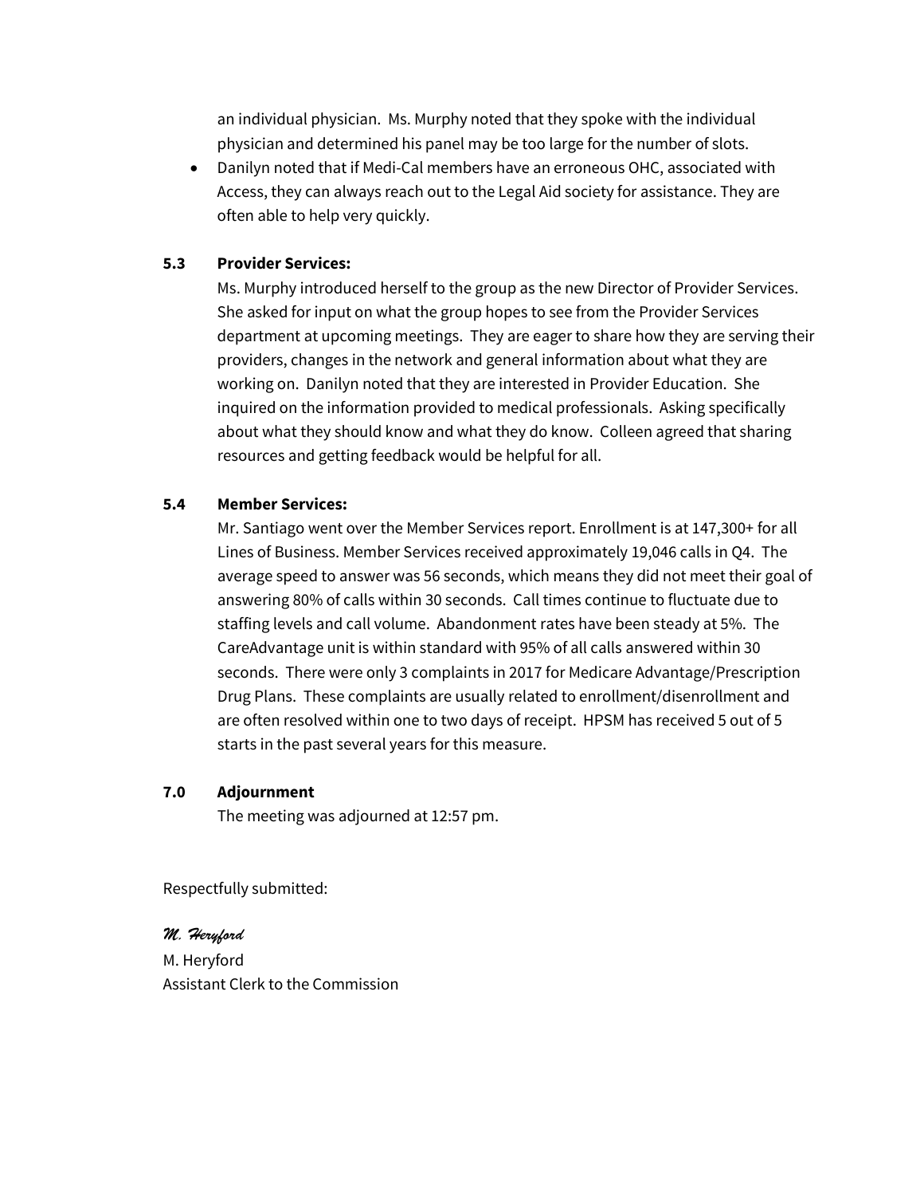an individual physician. Ms. Murphy noted that they spoke with the individual physician and determined his panel may be too large for the number of slots.

- Danilyn noted that if Medi-Cal members have an erroneous OHC, associated with Access, they can always reach out to the Legal Aid society for assistance. They are often able to help very quickly.

**5.3 Provider Services:**

Ms. Murphy introduced herself to the group as the new Director of Provider Services. She asked for input on what the group hopes to see from the Provider Services department at upcoming meetings. They are eager to share how they are serving their providers, changes in the network and general information about what they are working on. Danilyn noted that they are interested in Provider Education. She inquired on the information provided to medical professionals. Asking specifically about what they should know and what they do know. Colleen agreed that sharing resources and getting feedback would be helpful for all.

**5.4 Member Services:**

Mr. Santiago went over the Member Services report. Enrollment is at 147,300+ for all Lines of Business. Member Services received approximately 19,046 calls in Q4. The average speed to answer was 56 seconds, which means they did not meet their goal of answering 80% of calls within 30 seconds. Call times continue to fluctuate due to staffing levels and call volume. Abandonment rates have been steady at 5%. The CareAdvantage unit is within standard with 95% of all calls answered within 30 seconds. There were only 3 complaints in 2017 for Medicare Advantage/Prescription Drug Plans. These complaints are usually related to enrollment/disenrollment and are often resolved within one to two days of receipt. HPSM has received 5 out of 5 starts in the past several years for this measure.

**7.0 Adjournment**

The meeting was adjourned at 12:57 pm.

Respectfully submitted:

*M. Heryford*
M. Heryford
Assistant Clerk to the Commission